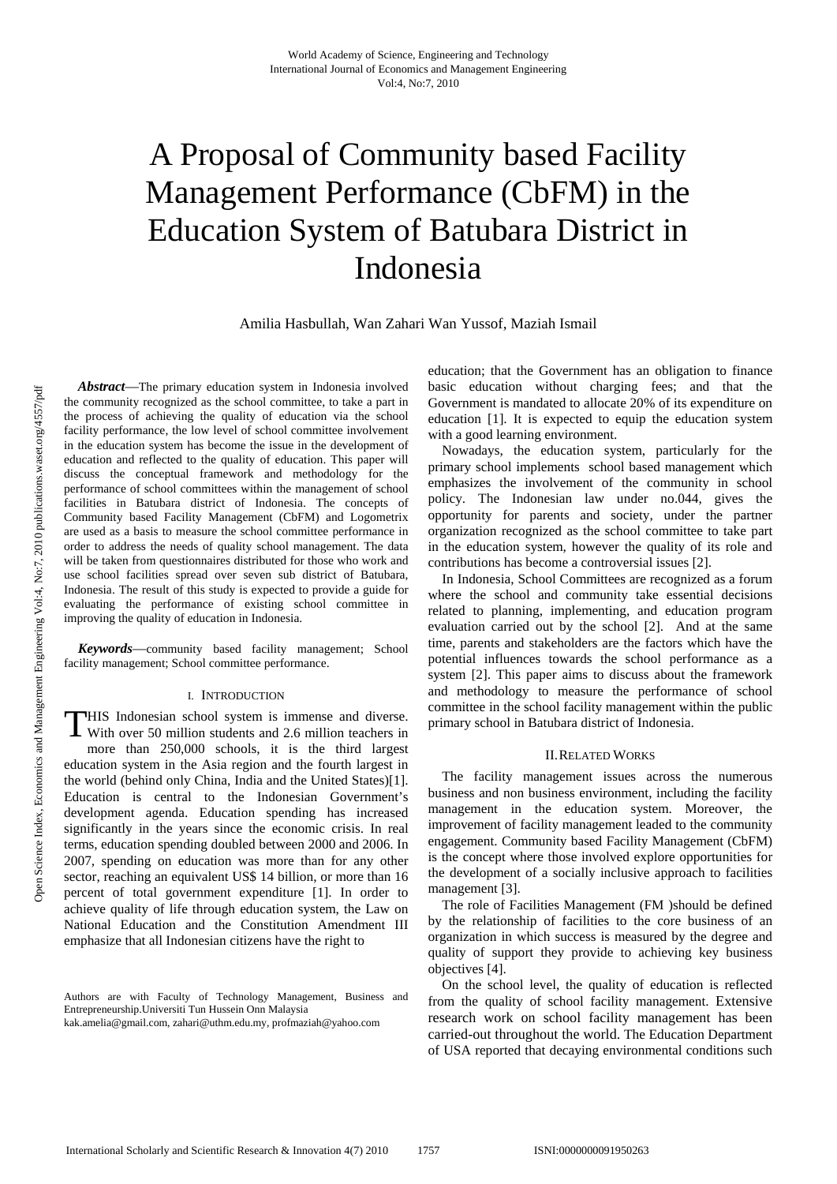# A Proposal of Community based Facility Management Performance (CbFM) in the Education System of Batubara District in Indonesia

Amilia Hasbullah, Wan Zahari Wan Yussof, Maziah Ismail

***Abstract*****—**The primary education system in Indonesia involved the community recognized as the school committee, to take a part in the process of achieving the quality of education via the school facility performance, the low level of school committee involvement in the education system has become the issue in the development of education and reflected to the quality of education. This paper will discuss the conceptual framework and methodology for the performance of school committees within the management of school facilities in Batubara district of Indonesia. The concepts of Community based Facility Management (CbFM) and Logometrix are used as a basis to measure the school committee performance in order to address the needs of quality school management. The data will be taken from questionnaires distributed for those who work and use school facilities spread over seven sub district of Batubara, Indonesia. The result of this study is expected to provide a guide for evaluating the performance of existing school committee in improving the quality of education in Indonesia.

***Keywords*****—**community based facility management; School facility management; School committee performance.

## I. Introduction

THIS Indonesian school system is immense and diverse. With over 50 million students and 2.6 million teachers in more than 250,000 schools, it is the third largest education system in the Asia region and the fourth largest in the world (behind only China, India and the United States)[1]. Education is central to the Indonesian Government's development agenda. Education spending has increased significantly in the years since the economic crisis. In real terms, education spending doubled between 2000 and 2006. In 2007, spending on education was more than for any other sector, reaching an equivalent US$ 14 billion, or more than 16 percent of total government expenditure [1]. In order to achieve quality of life through education system, the Law on National Education and the Constitution Amendment III emphasize that all Indonesian citizens have the right to education; that the Government has an obligation to finance basic education without charging fees; and that the Government is mandated to allocate 20% of its expenditure on education [1]. It is expected to equip the education system with a good learning environment.

Nowadays, the education system, particularly for the primary school implements school based management which emphasizes the involvement of the community in school policy. The Indonesian law under no.044, gives the opportunity for parents and society, under the partner organization recognized as the school committee to take part in the education system, however the quality of its role and contributions has become a controversial issues [2].

In Indonesia, School Committees are recognized as a forum where the school and community take essential decisions related to planning, implementing, and education program evaluation carried out by the school [2]. And at the same time, parents and stakeholders are the factors which have the potential influences towards the school performance as a system [2]. This paper aims to discuss about the framework and methodology to measure the performance of school committee in the school facility management within the public primary school in Batubara district of Indonesia.

Authors are with Faculty of Technology Management, Business and Entrepreneurship.Universiti Tun Hussein Onn Malaysia
kak.amelia@gmail.com, zahari@uthm.edu.my, profmaziah@yahoo.com

## II. Related Works

The facility management issues across the numerous business and non business environment, including the facility management in the education system. Moreover, the improvement of facility management leaded to the community engagement. Community based Facility Management (CbFM) is the concept where those involved explore opportunities for the development of a socially inclusive approach to facilities management [3].

The role of Facilities Management (FM )should be defined by the relationship of facilities to the core business of an organization in which success is measured by the degree and quality of support they provide to achieving key business objectives [4].

On the school level, the quality of education is reflected from the quality of school facility management. Extensive research work on school facility management has been carried-out throughout the world. The Education Department of USA reported that decaying environmental conditions such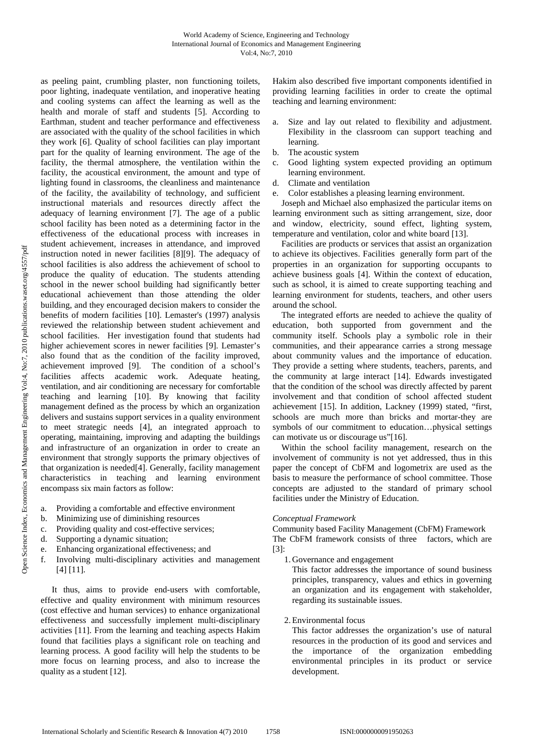as peeling paint, crumbling plaster, non functioning toilets, poor lighting, inadequate ventilation, and inoperative heating and cooling systems can affect the learning as well as the health and morale of staff and students [5]. According to Earthman, student and teacher performance and effectiveness are associated with the quality of the school facilities in which they work [6]. Quality of school facilities can play important part for the quality of learning environment. The age of the facility, the thermal atmosphere, the ventilation within the facility, the acoustical environment, the amount and type of lighting found in classrooms, the cleanliness and maintenance of the facility, the availability of technology, and sufficient instructional materials and resources directly affect the adequacy of learning environment [7]. The age of a public school facility has been noted as a determining factor in the effectiveness of the educational process with increases in student achievement, increases in attendance, and improved instruction noted in newer facilities [8][9]. The adequacy of school facilities is also address the achievement of school to produce the quality of education. The students attending school in the newer school building had significantly better educational achievement than those attending the older building, and they encouraged decision makers to consider the benefits of modern facilities [10]. Lemaster's (1997) analysis reviewed the relationship between student achievement and school facilities. Her investigation found that students had higher achievement scores in newer facilities [9]. Lemaster's also found that as the condition of the facility improved, achievement improved [9]. The condition of a school's facilities affects academic work. Adequate heating, ventilation, and air conditioning are necessary for comfortable teaching and learning [10]. By knowing that facility management defined as the process by which an organization delivers and sustains support services in a quality environment to meet strategic needs [4], an integrated approach to operating, maintaining, improving and adapting the buildings and infrastructure of an organization in order to create an environment that strongly supports the primary objectives of that organization is needed[4]. Generally, facility management characteristics in teaching and learning environment encompass six main factors as follow:

a. Providing a comfortable and effective environment
b. Minimizing use of diminishing resources
c. Providing quality and cost-effective services;
d. Supporting a dynamic situation;
e. Enhancing organizational effectiveness; and
f. Involving multi-disciplinary activities and management [4] [11].

It thus, aims to provide end-users with comfortable, effective and quality environment with minimum resources (cost effective and human services) to enhance organizational effectiveness and successfully implement multi-disciplinary activities [11]. From the learning and teaching aspects Hakim found that facilities plays a significant role on teaching and learning process. A good facility will help the students to be more focus on learning process, and also to increase the quality as a student [12].

Hakim also described five important components identified in providing learning facilities in order to create the optimal teaching and learning environment:

a. Size and lay out related to flexibility and adjustment. Flexibility in the classroom can support teaching and learning.
b. The acoustic system
c. Good lighting system expected providing an optimum learning environment.
d. Climate and ventilation
e. Color establishes a pleasing learning environment.

Joseph and Michael also emphasized the particular items on learning environment such as sitting arrangement, size, door and window, electricity, sound effect, lighting system, temperature and ventilation, color and white board [13].

Facilities are products or services that assist an organization to achieve its objectives. Facilities generally form part of the properties in an organization for supporting occupants to achieve business goals [4]. Within the context of education, such as school, it is aimed to create supporting teaching and learning environment for students, teachers, and other users around the school.

The integrated efforts are needed to achieve the quality of education, both supported from government and the community itself. Schools play a symbolic role in their communities, and their appearance carries a strong message about community values and the importance of education. They provide a setting where students, teachers, parents, and the community at large interact [14]. Edwards investigated that the condition of the school was directly affected by parent involvement and that condition of school affected student achievement [15]. In addition, Lackney (1999) stated, "first, schools are much more than bricks and mortar-they are symbols of our commitment to education…physical settings can motivate us or discourage us"[16].

Within the school facility management, research on the involvement of community is not yet addressed, thus in this paper the concept of CbFM and logometrix are used as the basis to measure the performance of school committee. Those concepts are adjusted to the standard of primary school facilities under the Ministry of Education.

*Conceptual Framework*

Community based Facility Management (CbFM) Framework

The CbFM framework consists of three factors, which are [3]:

1. Governance and engagement

   This factor addresses the importance of sound business principles, transparency, values and ethics in governing an organization and its engagement with stakeholder, regarding its sustainable issues.

2. Environmental focus

   This factor addresses the organization's use of natural resources in the production of its good and services and the importance of the organization embedding environmental principles in its product or service development.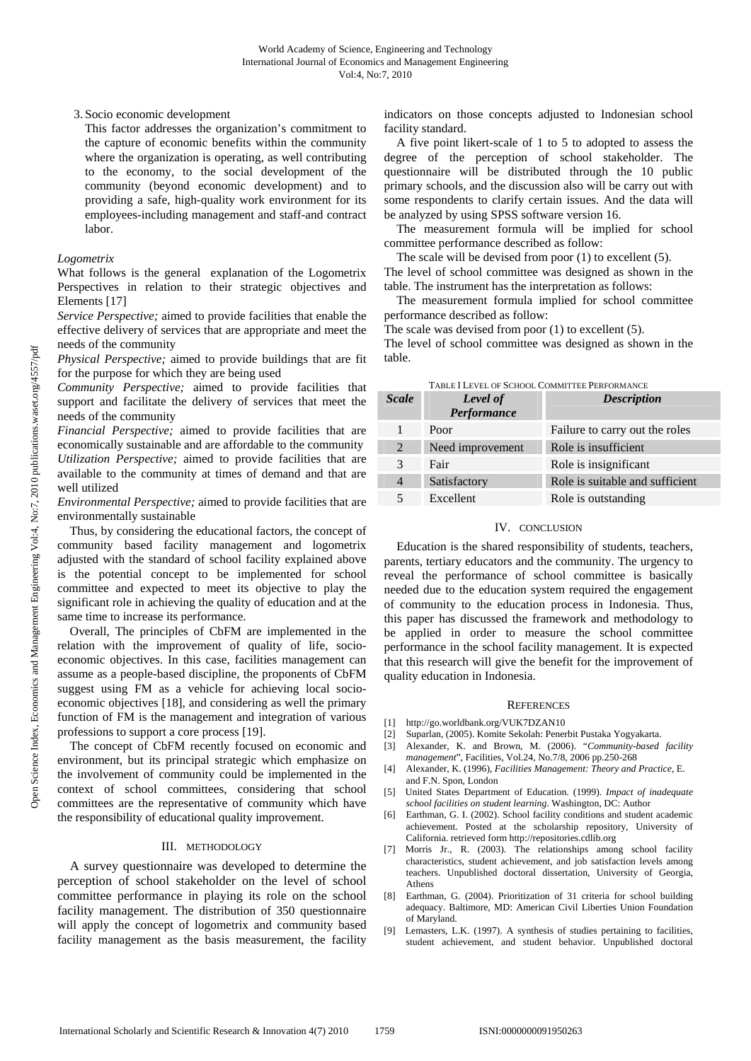3. Socio economic development

   This factor addresses the organization's commitment to the capture of economic benefits within the community where the organization is operating, as well contributing to the economy, to the social development of the community (beyond economic development) and to providing a safe, high-quality work environment for its employees-including management and staff-and contract labor.

*Logometrix*

What follows is the general explanation of the Logometrix Perspectives in relation to their strategic objectives and Elements [17]

*Service Perspective;* aimed to provide facilities that enable the effective delivery of services that are appropriate and meet the needs of the community

*Physical Perspective;* aimed to provide buildings that are fit for the purpose for which they are being used

*Community Perspective;* aimed to provide facilities that support and facilitate the delivery of services that meet the needs of the community

*Financial Perspective;* aimed to provide facilities that are economically sustainable and are affordable to the community

*Utilization Perspective;* aimed to provide facilities that are available to the community at times of demand and that are well utilized

*Environmental Perspective;* aimed to provide facilities that are environmentally sustainable

Thus, by considering the educational factors, the concept of community based facility management and logometrix adjusted with the standard of school facility explained above is the potential concept to be implemented for school committee and expected to meet its objective to play the significant role in achieving the quality of education and at the same time to increase its performance.

Overall, The principles of CbFM are implemented in the relation with the improvement of quality of life, socio-economic objectives. In this case, facilities management can assume as a people-based discipline, the proponents of CbFM suggest using FM as a vehicle for achieving local socio-economic objectives [18], and considering as well the primary function of FM is the management and integration of various professions to support a core process [19].

The concept of CbFM recently focused on economic and environment, but its principal strategic which emphasize on the involvement of community could be implemented in the context of school committees, considering that school committees are the representative of community which have the responsibility of educational quality improvement.

## III. Methodology

A survey questionnaire was developed to determine the perception of school stakeholder on the level of school committee performance in playing its role on the school facility management. The distribution of 350 questionnaire will apply the concept of logometrix and community based facility management as the basis measurement, the facility indicators on those concepts adjusted to Indonesian school facility standard.

A five point likert-scale of 1 to 5 to adopted to assess the degree of the perception of school stakeholder. The questionnaire will be distributed through the 10 public primary schools, and the discussion also will be carry out with some respondents to clarify certain issues. And the data will be analyzed by using SPSS software version 16.

The measurement formula will be implied for school committee performance described as follow:

The scale will be devised from poor (1) to excellent (5).

The level of school committee was designed as shown in the table. The instrument has the interpretation as follows:

The measurement formula implied for school committee performance described as follow:

The scale was devised from poor (1) to excellent (5).

The level of school committee was designed as shown in the table.

TABLE I LEVEL OF SCHOOL COMMITTEE PERFORMANCE

| *Scale* | *Level of Performance* | *Description* |
|---|---|---|
| 1 | Poor | Failure to carry out the roles |
| 2 | Need improvement | Role is insufficient |
| 3 | Fair | Role is insignificant |
| 4 | Satisfactory | Role is suitable and sufficient |
| 5 | Excellent | Role is outstanding |

## IV. Conclusion

Education is the shared responsibility of students, teachers, parents, tertiary educators and the community. The urgency to reveal the performance of school committee is basically needed due to the education system required the engagement of community to the education process in Indonesia. Thus, this paper has discussed the framework and methodology to be applied in order to measure the school committee performance in the school facility management. It is expected that this research will give the benefit for the improvement of quality education in Indonesia.

## References

[1] http://go.worldbank.org/VUK7DZAN10

[2] Suparlan, (2005). Komite Sekolah: Penerbit Pustaka Yogyakarta.

[3] Alexander, K. and Brown, M. (2006). "*Community-based facility management*", Facilities, Vol.24, No.7/8, 2006 pp.250-268

[4] Alexander, K. (1996), *Facilities Management: Theory and Practice*, E. and F.N. Spon, London

[5] United States Department of Education. (1999). *Impact of inadequate school facilities on student learning*. Washington, DC: Author

[6] Earthman, G. I. (2002). School facility conditions and student academic achievement. Posted at the scholarship repository, University of California. retrieved form http://repositories.cdlib.org

[7] Morris Jr., R. (2003). The relationships among school facility characteristics, student achievement, and job satisfaction levels among teachers. Unpublished doctoral dissertation, University of Georgia, Athens

[8] Earthman, G. (2004). Prioritization of 31 criteria for school building adequacy. Baltimore, MD: American Civil Liberties Union Foundation of Maryland.

[9] Lemasters, L.K. (1997). A synthesis of studies pertaining to facilities, student achievement, and student behavior. Unpublished doctoral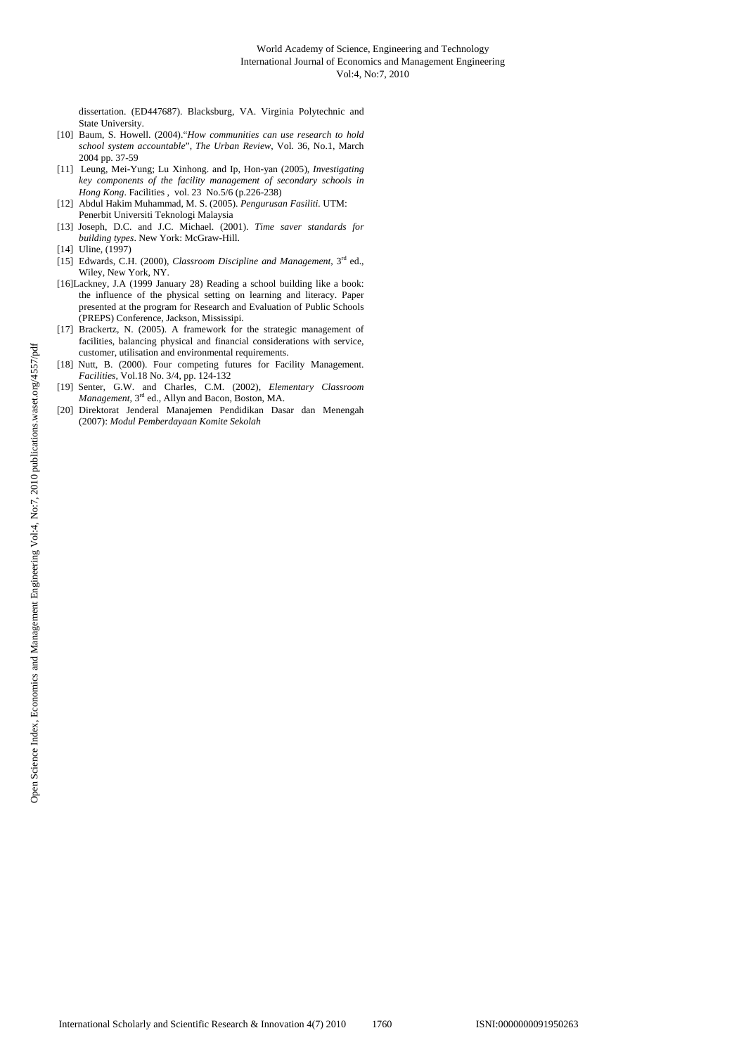dissertation. (ED447687). Blacksburg, VA. Virginia Polytechnic and State University.

[10] Baum, S. Howell. (2004)."*How communities can use research to hold school system accountable*", *The Urban Review*, Vol. 36, No.1, March 2004 pp. 37-59

[11] Leung, Mei-Yung; Lu Xinhong. and Ip, Hon-yan (2005), *Investigating key components of the facility management of secondary schools in Hong Kong*. Facilities , vol. 23 No.5/6 (p.226-238)

[12] Abdul Hakim Muhammad, M. S. (2005). *Pengurusan Fasiliti.* UTM: Penerbit Universiti Teknologi Malaysia

[13] Joseph, D.C. and J.C. Michael. (2001). *Time saver standards for building types*. New York: McGraw-Hill.

[14] Uline, (1997)

[15] Edwards, C.H. (2000), *Classroom Discipline and Management*, 3rd ed., Wiley, New York, NY.

[16]Lackney, J.A (1999 January 28) Reading a school building like a book: the influence of the physical setting on learning and literacy. Paper presented at the program for Research and Evaluation of Public Schools (PREPS) Conference, Jackson, Mississipi.

[17] Brackertz, N. (2005). A framework for the strategic management of facilities, balancing physical and financial considerations with service, customer, utilisation and environmental requirements.

[18] Nutt, B. (2000). Four competing futures for Facility Management. *Facilities*, Vol.18 No. 3/4, pp. 124-132

[19] Senter, G.W. and Charles, C.M. (2002), *Elementary Classroom Management*, 3rd ed., Allyn and Bacon, Boston, MA.

[20] Direktorat Jenderal Manajemen Pendidikan Dasar dan Menengah (2007): *Modul Pemberdayaan Komite Sekolah*